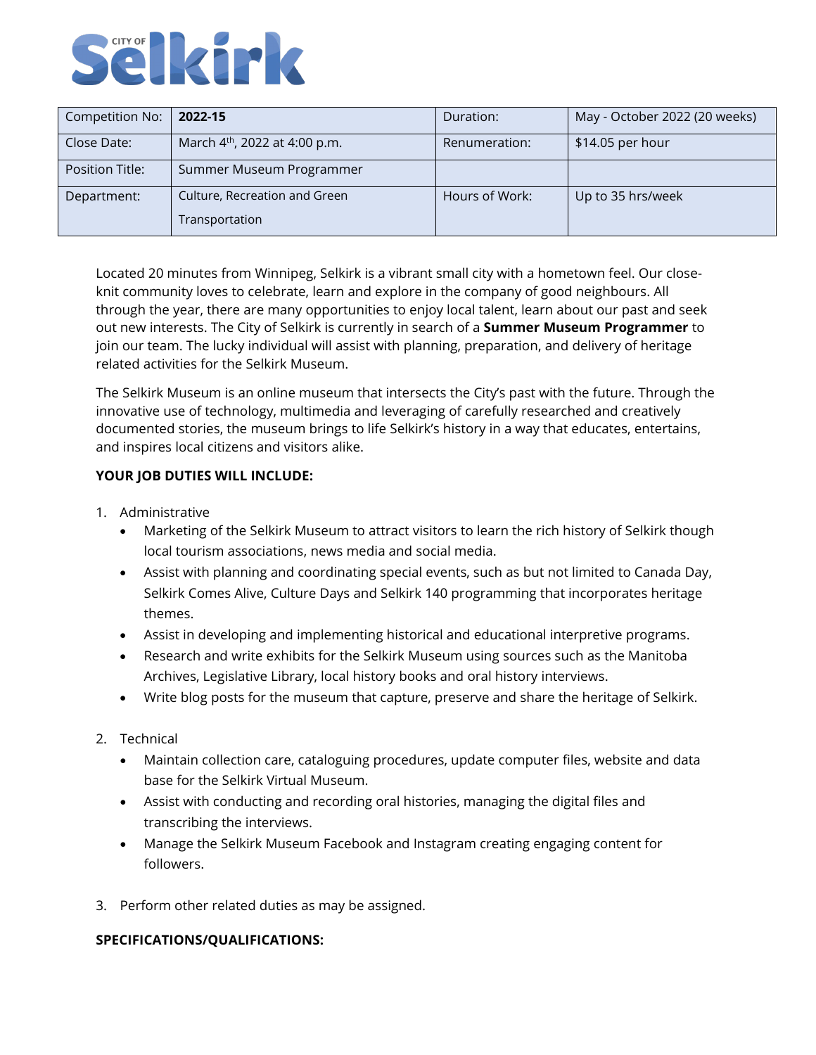# City of Selkirk

| Competition No: | **2022-15** | Duration: | May - October 2022 (20 weeks) |
|---|---|---|---|
| Close Date: | March 4th, 2022 at 4:00 p.m. | Renumeration: | $14.05 per hour |
| Position Title: | Summer Museum Programmer | | |
| Department: | Culture, Recreation and Green Transportation | Hours of Work: | Up to 35 hrs/week |

Located 20 minutes from Winnipeg, Selkirk is a vibrant small city with a hometown feel. Our close-knit community loves to celebrate, learn and explore in the company of good neighbours. All through the year, there are many opportunities to enjoy local talent, learn about our past and seek out new interests. The City of Selkirk is currently in search of a **Summer Museum Programmer** to join our team. The lucky individual will assist with planning, preparation, and delivery of heritage related activities for the Selkirk Museum.

The Selkirk Museum is an online museum that intersects the City's past with the future. Through the innovative use of technology, multimedia and leveraging of carefully researched and creatively documented stories, the museum brings to life Selkirk's history in a way that educates, entertains, and inspires local citizens and visitors alike.

**YOUR JOB DUTIES WILL INCLUDE:**

1. Administrative
   - Marketing of the Selkirk Museum to attract visitors to learn the rich history of Selkirk though local tourism associations, news media and social media.
   - Assist with planning and coordinating special events, such as but not limited to Canada Day, Selkirk Comes Alive, Culture Days and Selkirk 140 programming that incorporates heritage themes.
   - Assist in developing and implementing historical and educational interpretive programs.
   - Research and write exhibits for the Selkirk Museum using sources such as the Manitoba Archives, Legislative Library, local history books and oral history interviews.
   - Write blog posts for the museum that capture, preserve and share the heritage of Selkirk.

2. Technical
   - Maintain collection care, cataloguing procedures, update computer files, website and data base for the Selkirk Virtual Museum.
   - Assist with conducting and recording oral histories, managing the digital files and transcribing the interviews.
   - Manage the Selkirk Museum Facebook and Instagram creating engaging content for followers.

3. Perform other related duties as may be assigned.

**SPECIFICATIONS/QUALIFICATIONS:**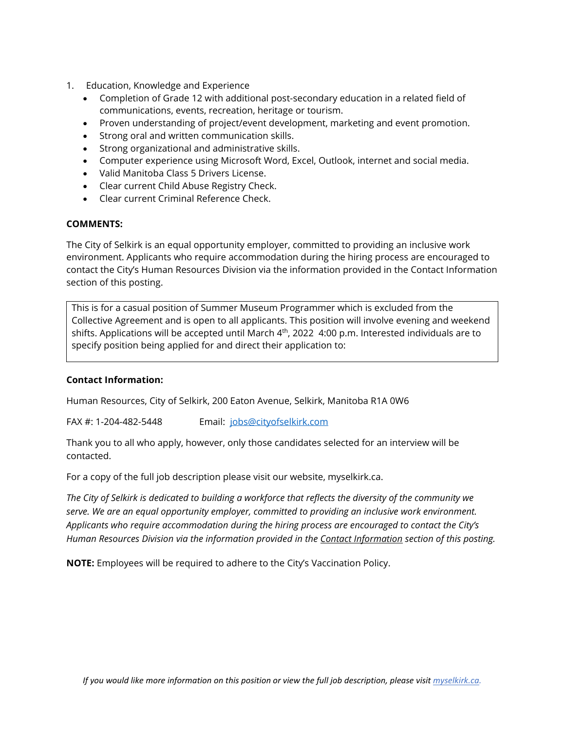1. Education, Knowledge and Experience
    - Completion of Grade 12 with additional post-secondary education in a related field of communications, events, recreation, heritage or tourism.
    - Proven understanding of project/event development, marketing and event promotion.
    - Strong oral and written communication skills.
    - Strong organizational and administrative skills.
    - Computer experience using Microsoft Word, Excel, Outlook, internet and social media.
    - Valid Manitoba Class 5 Drivers License.
    - Clear current Child Abuse Registry Check.
    - Clear current Criminal Reference Check.

**COMMENTS:**

The City of Selkirk is an equal opportunity employer, committed to providing an inclusive work environment. Applicants who require accommodation during the hiring process are encouraged to contact the City's Human Resources Division via the information provided in the Contact Information section of this posting.

This is for a casual position of Summer Museum Programmer which is excluded from the Collective Agreement and is open to all applicants. This position will involve evening and weekend shifts. Applications will be accepted until March 4th, 2022 4:00 p.m. Interested individuals are to specify position being applied for and direct their application to:

**Contact Information:**

Human Resources, City of Selkirk, 200 Eaton Avenue, Selkirk, Manitoba R1A 0W6

FAX #: 1-204-482-5448    Email: jobs@cityofselkirk.com

Thank you to all who apply, however, only those candidates selected for an interview will be contacted.

For a copy of the full job description please visit our website, myselkirk.ca.

*The City of Selkirk is dedicated to building a workforce that reflects the diversity of the community we serve. We are an equal opportunity employer, committed to providing an inclusive work environment. Applicants who require accommodation during the hiring process are encouraged to contact the City's Human Resources Division via the information provided in the Contact Information section of this posting.*

**NOTE:** Employees will be required to adhere to the City's Vaccination Policy.

*If you would like more information on this position or view the full job description, please visit myselkirk.ca.*